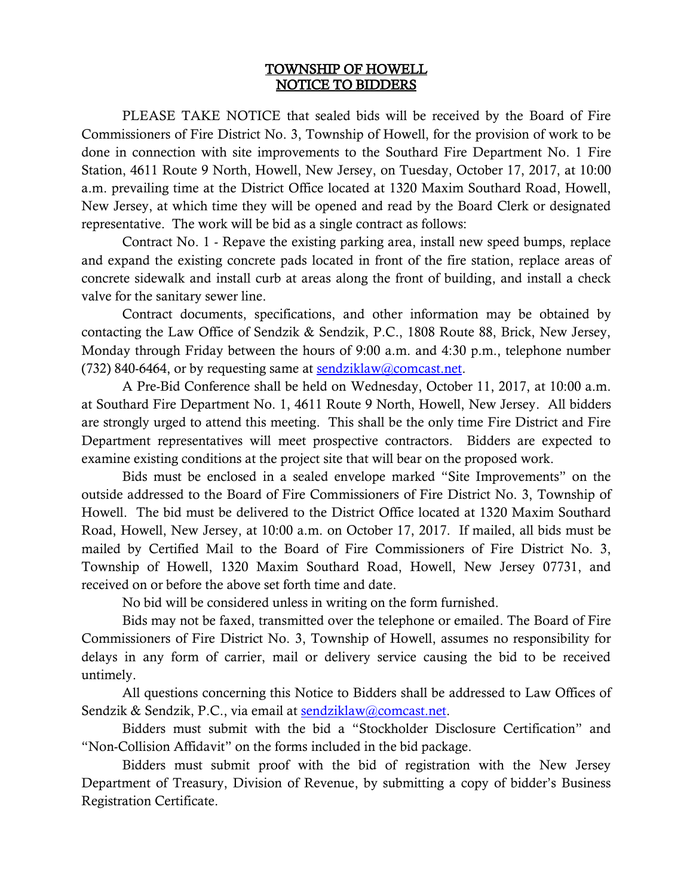# TOWNSHIP OF HOWELL
# NOTICE TO BIDDERS

PLEASE TAKE NOTICE that sealed bids will be received by the Board of Fire Commissioners of Fire District No. 3, Township of Howell, for the provision of work to be done in connection with site improvements to the Southard Fire Department No. 1 Fire Station, 4611 Route 9 North, Howell, New Jersey, on Tuesday, October 17, 2017, at 10:00 a.m. prevailing time at the District Office located at 1320 Maxim Southard Road, Howell, New Jersey, at which time they will be opened and read by the Board Clerk or designated representative. The work will be bid as a single contract as follows:

Contract No. 1 - Repave the existing parking area, install new speed bumps, replace and expand the existing concrete pads located in front of the fire station, replace areas of concrete sidewalk and install curb at areas along the front of building, and install a check valve for the sanitary sewer line.

Contract documents, specifications, and other information may be obtained by contacting the Law Office of Sendzik & Sendzik, P.C., 1808 Route 88, Brick, New Jersey, Monday through Friday between the hours of 9:00 a.m. and 4:30 p.m., telephone number (732) 840-6464, or by requesting same at sendziklaw@comcast.net.

A Pre-Bid Conference shall be held on Wednesday, October 11, 2017, at 10:00 a.m. at Southard Fire Department No. 1, 4611 Route 9 North, Howell, New Jersey. All bidders are strongly urged to attend this meeting. This shall be the only time Fire District and Fire Department representatives will meet prospective contractors. Bidders are expected to examine existing conditions at the project site that will bear on the proposed work.

Bids must be enclosed in a sealed envelope marked "Site Improvements" on the outside addressed to the Board of Fire Commissioners of Fire District No. 3, Township of Howell. The bid must be delivered to the District Office located at 1320 Maxim Southard Road, Howell, New Jersey, at 10:00 a.m. on October 17, 2017. If mailed, all bids must be mailed by Certified Mail to the Board of Fire Commissioners of Fire District No. 3, Township of Howell, 1320 Maxim Southard Road, Howell, New Jersey 07731, and received on or before the above set forth time and date.

No bid will be considered unless in writing on the form furnished.

Bids may not be faxed, transmitted over the telephone or emailed. The Board of Fire Commissioners of Fire District No. 3, Township of Howell, assumes no responsibility for delays in any form of carrier, mail or delivery service causing the bid to be received untimely.

All questions concerning this Notice to Bidders shall be addressed to Law Offices of Sendzik & Sendzik, P.C., via email at sendziklaw@comcast.net.

Bidders must submit with the bid a "Stockholder Disclosure Certification" and "Non-Collision Affidavit" on the forms included in the bid package.

Bidders must submit proof with the bid of registration with the New Jersey Department of Treasury, Division of Revenue, by submitting a copy of bidder's Business Registration Certificate.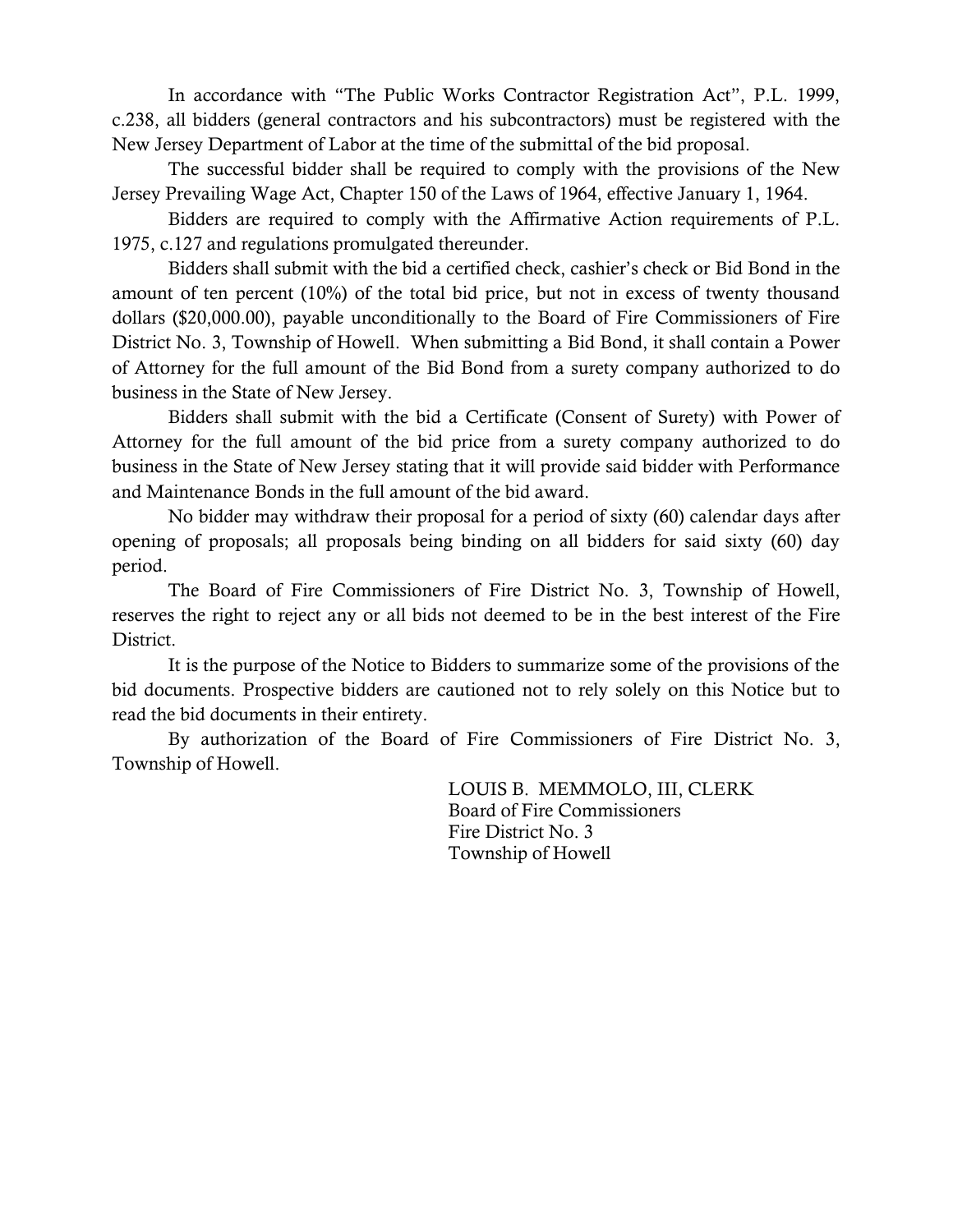In accordance with "The Public Works Contractor Registration Act", P.L. 1999, c.238, all bidders (general contractors and his subcontractors) must be registered with the New Jersey Department of Labor at the time of the submittal of the bid proposal.

The successful bidder shall be required to comply with the provisions of the New Jersey Prevailing Wage Act, Chapter 150 of the Laws of 1964, effective January 1, 1964.

Bidders are required to comply with the Affirmative Action requirements of P.L. 1975, c.127 and regulations promulgated thereunder.

Bidders shall submit with the bid a certified check, cashier's check or Bid Bond in the amount of ten percent (10%) of the total bid price, but not in excess of twenty thousand dollars ($20,000.00), payable unconditionally to the Board of Fire Commissioners of Fire District No. 3, Township of Howell. When submitting a Bid Bond, it shall contain a Power of Attorney for the full amount of the Bid Bond from a surety company authorized to do business in the State of New Jersey.

Bidders shall submit with the bid a Certificate (Consent of Surety) with Power of Attorney for the full amount of the bid price from a surety company authorized to do business in the State of New Jersey stating that it will provide said bidder with Performance and Maintenance Bonds in the full amount of the bid award.

No bidder may withdraw their proposal for a period of sixty (60) calendar days after opening of proposals; all proposals being binding on all bidders for said sixty (60) day period.

The Board of Fire Commissioners of Fire District No. 3, Township of Howell, reserves the right to reject any or all bids not deemed to be in the best interest of the Fire District.

It is the purpose of the Notice to Bidders to summarize some of the provisions of the bid documents. Prospective bidders are cautioned not to rely solely on this Notice but to read the bid documents in their entirety.

By authorization of the Board of Fire Commissioners of Fire District No. 3, Township of Howell.

LOUIS B. MEMMOLO, III, CLERK
Board of Fire Commissioners
Fire District No. 3
Township of Howell